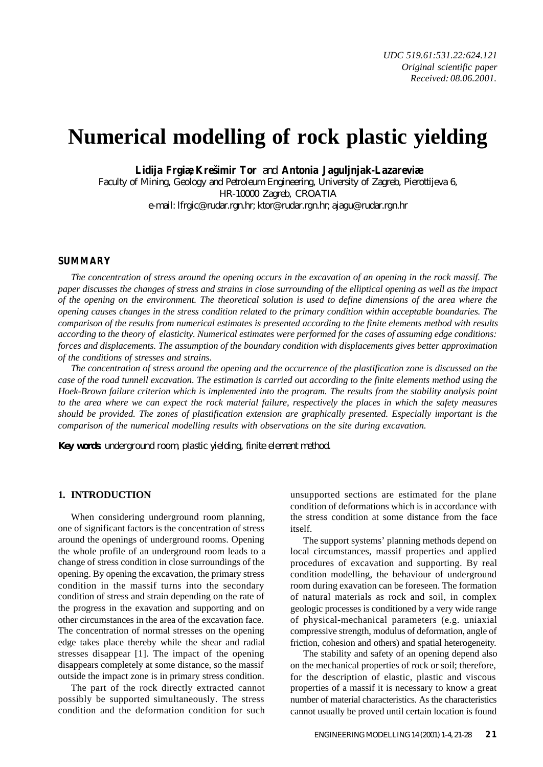UDC 519.61:531.22:624.121
*Original scientific paper*
*Received: 08.06.2001.*

# Numerical modelling of rock plastic yielding

**Lidija Frgiæ, Krešimir Tor** and **Antonia Jaguljnjak-Lazareviæ**

*Faculty of Mining, Geology and Petroleum Engineering, University of Zagreb, Pierottijeva 6, HR-10000 Zagreb, CROATIA*
*e-mail: lfrgic@rudar.rgn.hr; ktor@rudar.rgn.hr; ajagu@rudar.rgn.hr*

## SUMMARY

*The concentration of stress around the opening occurs in the excavation of an opening in the rock massif. The paper discusses the changes of stress and strains in close surrounding of the elliptical opening as well as the impact of the opening on the environment. The theoretical solution is used to define dimensions of the area where the opening causes changes in the stress condition related to the primary condition within acceptable boundaries. The comparison of the results from numerical estimates is presented according to the finite elements method with results according to the theory of elasticity. Numerical estimates were performed for the cases of assuming edge conditions: forces and displacements. The assumption of the boundary condition with displacements gives better approximation of the conditions of stresses and strains.*

*The concentration of stress around the opening and the occurrence of the plastification zone is discussed on the case of the road tunnell excavation. The estimation is carried out according to the finite elements method using the Hoek-Brown failure criterion which is implemented into the program. The results from the stability analysis point to the area where we can expect the rock material failure, respectively the places in which the safety measures should be provided. The zones of plastification extension are graphically presented. Especially important is the comparison of the numerical modelling results with observations on the site during excavation.*

***Key words**: underground room, plastic yielding, finite element method.*

## 1. INTRODUCTION

When considering underground room planning, one of significant factors is the concentration of stress around the openings of underground rooms. Opening the whole profile of an underground room leads to a change of stress condition in close surroundings of the opening. By opening the excavation, the primary stress condition in the massif turns into the secondary condition of stress and strain depending on the rate of the progress in the exavation and supporting and on other circumstances in the area of the excavation face. The concentration of normal stresses on the opening edge takes place thereby while the shear and radial stresses disappear [1]. The impact of the opening disappears completely at some distance, so the massif outside the impact zone is in primary stress condition.

The part of the rock directly extracted cannot possibly be supported simultaneously. The stress condition and the deformation condition for such unsupported sections are estimated for the plane condition of deformations which is in accordance with the stress condition at some distance from the face itself.

The support systems' planning methods depend on local circumstances, massif properties and applied procedures of excavation and supporting. By real condition modelling, the behaviour of underground room during exavation can be foreseen. The formation of natural materials as rock and soil, in complex geologic processes is conditioned by a very wide range of physical-mechanical parameters (e.g. uniaxial compressive strength, modulus of deformation, angle of friction, cohesion and others) and spatial heterogeneity.

The stability and safety of an opening depend also on the mechanical properties of rock or soil; therefore, for the description of elastic, plastic and viscous properties of a massif it is necessary to know a great number of material characteristics. As the characteristics cannot usually be proved until certain location is found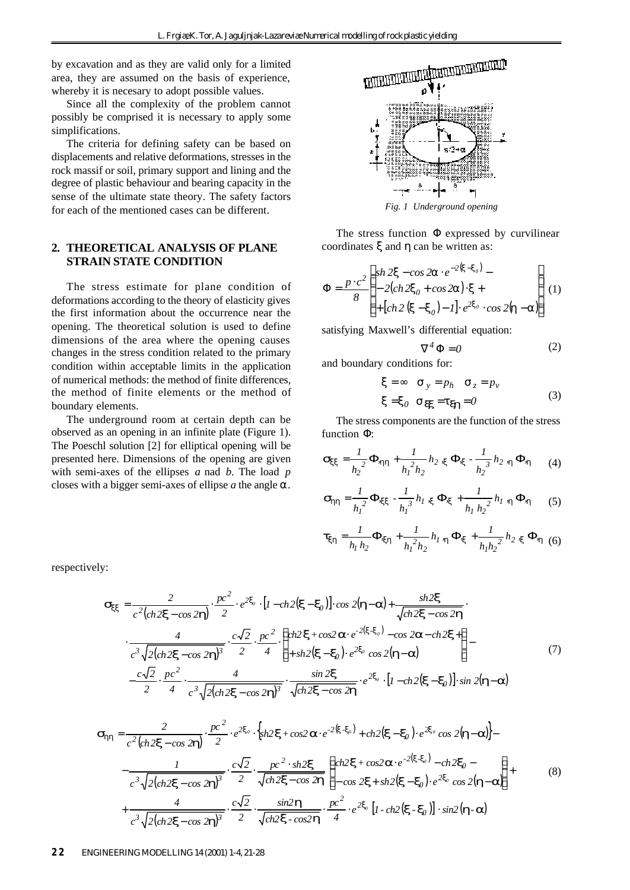by excavation and as they are valid only for a limited area, they are assumed on the basis of experience, whereby it is necesary to adopt possible values.

Since all the complexity of the problem cannot possibly be comprised it is necessary to apply some simplifications.

The criteria for defining safety can be based on displacements and relative deformations, stresses in the rock massif or soil, primary support and lining and the degree of plastic behaviour and bearing capacity in the sense of the ultimate state theory. The safety factors for each of the mentioned cases can be different.

## 2. THEORETICAL ANALYSIS OF PLANE STRAIN STATE CONDITION

The stress estimate for plane condition of deformations according to the theory of elasticity gives the first information about the occurrence near the opening. The theoretical solution is used to define dimensions of the area where the opening causes changes in the stress condition related to the primary condition within acceptable limits in the application of numerical methods: the method of finite differences, the method of finite elements or the method of boundary elements.

The underground room at certain depth can be observed as an opening in an infinite plate (Figure 1). The Poeschl solution [2] for elliptical opening will be presented here. Dimensions of the opening are given with semi-axes of the ellipses $a$ nad $b$. The load $p$ closes with a bigger semi-axes of ellipse $a$ the angle $\alpha$.

*Fig. 1 Underground opening*

The stress function $\Phi$ expressed by curvilinear coordinates $\xi$ and $\eta$ can be written as:

$$\Phi = \frac{p \cdot c^2}{8} \cdot \begin{Bmatrix} sh\, 2\xi - \cos 2\alpha \cdot e^{-2(\xi - \xi_0)} - \\ -2(ch\, 2\xi_0 + \cos 2\alpha) \cdot \xi + \\ + [ch\, 2(\xi - \xi_0) - 1] \cdot e^{2\xi_0} \cdot \cos 2(\eta - \alpha) \end{Bmatrix} \quad (1)$$

satisfying Maxwell's differential equation:

$$\nabla^4 \Phi = 0 \quad (2)$$

and boundary conditions for:

$$\xi = \infty \quad \sigma_y = p_h \quad \sigma_z = p_v$$
$$\xi = \xi_0 \quad \sigma_{\xi\xi} = \tau_{\xi\eta} = 0 \quad (3)$$

The stress components are the function of the stress function $\Phi$:

$$\sigma_{\xi\xi} = \frac{1}{h_2^2} \Phi_{,\eta\eta} + \frac{1}{h_1^2 h_2} h_{2,\xi} \Phi_{,\xi} - \frac{1}{h_2^3} h_{2,\eta} \Phi_{,\eta} \quad (4)$$

$$\sigma_{\eta\eta} = \frac{1}{h_1^2} \Phi_{,\xi\xi} - \frac{1}{h_1^3} h_{1,\xi} \Phi_{,\xi} + \frac{1}{h_1 h_2^2} h_{1,\eta} \Phi_{,\eta} \quad (5)$$

$$\tau_{\xi\eta} = \frac{1}{h_1 h_2} \Phi_{,\xi\eta} + \frac{1}{h_1^2 h_2} h_{1,\eta} \Phi_{,\xi} + \frac{1}{h_1 h_2^2} h_{2,\xi} \Phi_{,\eta} \quad (6)$$

respectively:

$$\begin{aligned} \sigma_{\xi\xi} = & \frac{2}{c^2 (ch 2\xi - \cos 2\eta)} \cdot \frac{pc^2}{2} \cdot e^{2\xi_0} \cdot [1 - ch 2(\xi - \xi_0)] \cdot \cos 2(\eta - \alpha) + \frac{sh 2\xi}{\sqrt{ch 2\xi - \cos 2\eta}} \cdot \\ & \cdot \frac{4}{c^3 \sqrt{2(ch 2\xi - \cos 2\eta)^3}} \cdot \frac{c\sqrt{2}}{2} \cdot \frac{pc^2}{4} \cdot \begin{Bmatrix} ch 2\xi + \cos 2\alpha \cdot e^{-2(\xi - \xi_0)} - \cos 2\alpha - ch 2\xi + \\ + sh 2(\xi - \xi_0) \cdot e^{2\xi_0} \cos 2(\eta - \alpha) \end{Bmatrix} - \\ & - \frac{c\sqrt{2}}{2} \cdot \frac{pc^2}{4} \cdot \frac{4}{c^3 \sqrt{2(ch 2\xi - \cos 2\eta)^3}} \cdot \frac{\sin 2\xi}{\sqrt{ch 2\xi - \cos 2\eta}} \cdot e^{2\xi_0} \cdot [1 - ch 2(\xi - \xi_0)] \cdot \sin 2(\eta - \alpha) \end{aligned} \quad (7)$$

$$\begin{aligned} \sigma_{\eta\eta} = & \frac{2}{c^2 (ch 2\xi - \cos 2\eta)} \cdot \frac{pc^2}{2} \cdot e^{2\xi_0} \cdot \left\{ sh 2\xi + \cos 2\alpha \cdot e^{-2(\xi - \xi_0)} + ch 2(\xi - \xi_0) \cdot e^{2\xi_0} \cos 2(\eta - \alpha) \right\} - \\ & - \frac{1}{c^3 \sqrt{2(ch 2\xi - \cos 2\eta)^3}} \cdot \frac{c\sqrt{2}}{2} \cdot \frac{pc^2 \cdot sh 2\xi}{\sqrt{ch 2\xi - \cos 2\eta}} \cdot \begin{Bmatrix} ch 2\xi + \cos 2\alpha \cdot e^{-2(\xi - \xi_0)} - ch 2\xi_0 - \\ - \cos 2\xi + sh 2(\xi - \xi_0) \cdot e^{2\xi_0} \cos 2(\eta - \alpha) \end{Bmatrix} + \\ & + \frac{4}{c^3 \sqrt{2(ch 2\xi - \cos 2\eta)^3}} \cdot \frac{c\sqrt{2}}{2} \cdot \frac{\sin 2\eta}{\sqrt{ch 2\xi - \cos 2\eta}} \cdot \frac{pc^2}{4} \cdot e^{2\xi_0} [1 - ch 2(\xi - \xi_0)] \cdot \sin 2(\eta - \alpha) \end{aligned} \quad (8)$$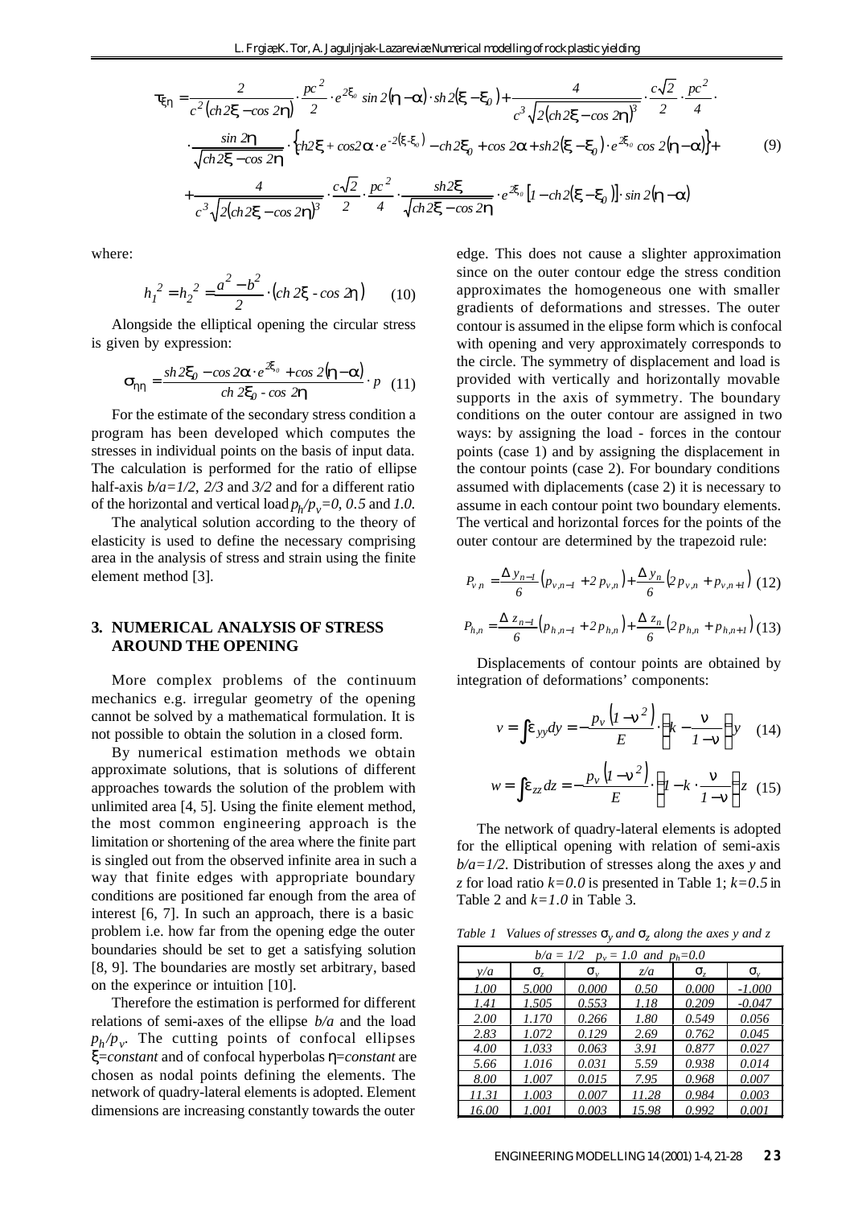$$\tau_{\xi\eta} = \frac{2}{c^2(ch2\xi - cos\,2\eta)} \cdot \frac{pc^2}{2} \cdot e^{2\xi_0} \sin 2(\eta - \alpha) \cdot sh\,2(\xi - \xi_0) + \frac{4}{c^3\sqrt{2(ch2\xi - cos\,2\eta)^3}} \cdot \frac{c\sqrt{2}}{2} \cdot \frac{pc^2}{4} \cdot$$

$$\cdot \frac{\sin 2\eta}{\sqrt{ch2\xi - cos\,2\eta}} \cdot \left\{ ch2\xi + cos2\alpha \cdot e^{-2(\xi - \xi_0)} - ch2\xi_0 + cos\,2\alpha + sh2(\xi - \xi_0) \cdot e^{2\xi_0} \cos 2(\eta - \alpha) \right\} + \tag{9}$$

$$+ \frac{4}{c^3\sqrt{2(ch2\xi - cos\,2\eta)^3}} \cdot \frac{c\sqrt{2}}{2} \cdot \frac{pc^2}{4} \cdot \frac{sh2\xi}{\sqrt{ch2\xi - cos\,2\eta}} \cdot e^{2\xi_0} \left[ 1 - ch2(\xi - \xi_0) \right] \cdot \sin 2(\eta - \alpha)$$

where:

$$h_1^2 = h_2^2 = \frac{a^2 - b^2}{2} \cdot (ch\,2\xi - cos\,2\eta) \tag{10}$$

Alongside the elliptical opening the circular stress is given by expression:

$$\sigma_{\eta\eta} = \frac{sh\,2\xi_0 - cos\,2\alpha \cdot e^{2\xi_0} + cos\,2(\eta - \alpha)}{ch\,2\xi_0 - cos\,2\eta} \cdot p \tag{11}$$

For the estimate of the secondary stress condition a program has been developed which computes the stresses in individual points on the basis of input data. The calculation is performed for the ratio of ellipse half-axis $b/a=1/2$, $2/3$ and $3/2$ and for a different ratio of the horizontal and vertical load $p_h/p_v=0$, $0.5$ and $1.0$.

The analytical solution according to the theory of elasticity is used to define the necessary comprising area in the analysis of stress and strain using the finite element method [3].

## 3. NUMERICAL ANALYSIS OF STRESS AROUND THE OPENING

More complex problems of the continuum mechanics e.g. irregular geometry of the opening cannot be solved by a mathematical formulation. It is not possible to obtain the solution in a closed form.

By numerical estimation methods we obtain approximate solutions, that is solutions of different approaches towards the solution of the problem with unlimited area [4, 5]. Using the finite element method, the most common engineering approach is the limitation or shortening of the area where the finite part is singled out from the observed infinite area in such a way that finite edges with appropriate boundary conditions are positioned far enough from the area of interest [6, 7]. In such an approach, there is a basic problem i.e. how far from the opening edge the outer boundaries should be set to get a satisfying solution [8, 9]. The boundaries are mostly set arbitrary, based on the experince or intuition [10].

Therefore the estimation is performed for different relations of semi-axes of the ellipse $b/a$ and the load $p_h/p_v$. The cutting points of confocal ellipses $\xi$=*constant* and of confocal hyperbolas $\eta$=*constant* are chosen as nodal points defining the elements. The network of quadry-lateral elements is adopted. Element dimensions are increasing constantly towards the outer edge. This does not cause a slighter approximation since on the outer contour edge the stress condition approximates the homogeneous one with smaller gradients of deformations and stresses. The outer contour is assumed in the elipse form which is confocal with opening and very approximately corresponds to the circle. The symmetry of displacement and load is provided with vertically and horizontally movable supports in the axis of symmetry. The boundary conditions on the outer contour are assigned in two ways: by assigning the load - forces in the contour points (case 1) and by assigning the displacement in the contour points (case 2). For boundary conditions assumed with diplacements (case 2) it is necessary to assume in each contour point two boundary elements. The vertical and horizontal forces for the points of the outer contour are determined by the trapezoid rule:

$$P_{v\,n} = \frac{\Delta\, y_{n-1}}{6}\left(p_{v,n-1} + 2\,p_{v,n}\right) + \frac{\Delta\, y_n}{6}\left(2\,p_{v,n} + p_{v,n+1}\right) \tag{12}$$

$$P_{h,n} = \frac{\Delta\, z_{n-1}}{6}\left(p_{h,n-1} + 2\,p_{h,n}\right) + \frac{\Delta\, z_n}{6}\left(2\,p_{h,n} + p_{h,n+1}\right) \tag{13}$$

Displacements of contour points are obtained by integration of deformations' components:

$$v = \int \varepsilon_{yy} dy = -\frac{p_v\left(1 - \nu^2\right)}{E} \cdot \left(k - \frac{\nu}{1 - \nu}\right) y \tag{14}$$

$$w = \int \varepsilon_{zz} dz = -\frac{p_v\left(1 - \nu^2\right)}{E} \cdot \left(1 - k \cdot \frac{\nu}{1 - \nu}\right) z \tag{15}$$

The network of quadry-lateral elements is adopted for the elliptical opening with relation of semi-axis $b/a=1/2$. Distribution of stresses along the axes $y$ and $z$ for load ratio $k=0.0$ is presented in Table 1; $k=0.5$ in Table 2 and $k=1.0$ in Table 3.

*Table 1 Values of stresses $\sigma_y$ and $\sigma_z$ along the axes y and z*

| $b/a = 1/2$ $p_v = 1.0$ and $p_h = 0.0$ | | | | | |
|---|---|---|---|---|---|
| $y/a$ | $\sigma_z$ | $\sigma_y$ | $z/a$ | $\sigma_z$ | $\sigma_y$ |
| 1.00 | 5.000 | 0.000 | 0.50 | 0.000 | -1.000 |
| 1.41 | 1.505 | 0.553 | 1.18 | 0.209 | -0.047 |
| 2.00 | 1.170 | 0.266 | 1.80 | 0.549 | 0.056 |
| 2.83 | 1.072 | 0.129 | 2.69 | 0.762 | 0.045 |
| 4.00 | 1.033 | 0.063 | 3.91 | 0.877 | 0.027 |
| 5.66 | 1.016 | 0.031 | 5.59 | 0.938 | 0.014 |
| 8.00 | 1.007 | 0.015 | 7.95 | 0.968 | 0.007 |
| 11.31 | 1.003 | 0.007 | 11.28 | 0.984 | 0.003 |
| 16.00 | 1.001 | 0.003 | 15.98 | 0.992 | 0.001 |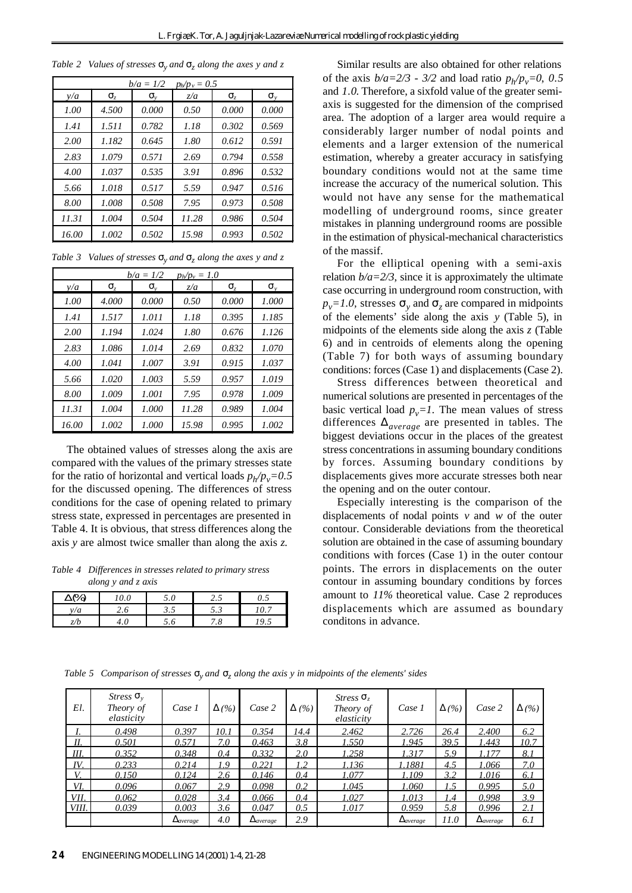*Table 2 Values of stresses $\sigma_y$ and $\sigma_z$ along the axes y and z*

| $b/a = 1/2$ | $p_h/p_v = 0.5$ | | | | |
|---|---|---|---|---|---|
| $y/a$ | $\sigma_z$ | $\sigma_y$ | $z/a$ | $\sigma_z$ | $\sigma_y$ |
| 1.00 | 4.500 | 0.000 | 0.50 | 0.000 | 0.000 |
| 1.41 | 1.511 | 0.782 | 1.18 | 0.302 | 0.569 |
| 2.00 | 1.182 | 0.645 | 1.80 | 0.612 | 0.591 |
| 2.83 | 1.079 | 0.571 | 2.69 | 0.794 | 0.558 |
| 4.00 | 1.037 | 0.535 | 3.91 | 0.896 | 0.532 |
| 5.66 | 1.018 | 0.517 | 5.59 | 0.947 | 0.516 |
| 8.00 | 1.008 | 0.508 | 7.95 | 0.973 | 0.508 |
| 11.31 | 1.004 | 0.504 | 11.28 | 0.986 | 0.504 |
| 16.00 | 1.002 | 0.502 | 15.98 | 0.993 | 0.502 |

*Table 3 Values of stresses $\sigma_y$ and $\sigma_z$ along the axes y and z*

| $b/a = 1/2$ | $p_h/p_v = 1.0$ | | | | |
|---|---|---|---|---|---|
| $y/a$ | $\sigma_z$ | $\sigma_y$ | $z/a$ | $\sigma_z$ | $\sigma_y$ |
| 1.00 | 4.000 | 0.000 | 0.50 | 0.000 | 1.000 |
| 1.41 | 1.517 | 1.011 | 1.18 | 0.395 | 1.185 |
| 2.00 | 1.194 | 1.024 | 1.80 | 0.676 | 1.126 |
| 2.83 | 1.086 | 1.014 | 2.69 | 0.832 | 1.070 |
| 4.00 | 1.041 | 1.007 | 3.91 | 0.915 | 1.037 |
| 5.66 | 1.020 | 1.003 | 5.59 | 0.957 | 1.019 |
| 8.00 | 1.009 | 1.001 | 7.95 | 0.978 | 1.009 |
| 11.31 | 1.004 | 1.000 | 11.28 | 0.989 | 1.004 |
| 16.00 | 1.002 | 1.000 | 15.98 | 0.995 | 1.002 |

The obtained values of stresses along the axis are compared with the values of the primary stresses state for the ratio of horizontal and vertical loads $p_h/p_v=0.5$ for the discussed opening. The differences of stress conditions for the case of opening related to primary stress state, expressed in percentages are presented in Table 4. It is obvious, that stress differences along the axis $y$ are almost twice smaller than along the axis $z$.

*Table 4 Differences in stresses related to primary stress along y and z axis*

| $\Delta$(%) | 10.0 | 5.0 | 2.5 | 0.5 |
|---|---|---|---|---|
| $y/a$ | 2.6 | 3.5 | 5.3 | 10.7 |
| $z/b$ | 4.0 | 5.6 | 7.8 | 19.5 |

Similar results are also obtained for other relations of the axis $b/a=2/3$ - $3/2$ and load ratio $p_h/p_v=0$, $0.5$ and $1.0$. Therefore, a sixfold value of the greater semi-axis is suggested for the dimension of the comprised area. The adoption of a larger area would require a considerably larger number of nodal points and elements and a larger extension of the numerical estimation, whereby a greater accuracy in satisfying boundary conditions would not at the same time increase the accuracy of the numerical solution. This would not have any sense for the mathematical modelling of underground rooms, since greater mistakes in planning underground rooms are possible in the estimation of physical-mechanical characteristics of the massif.

For the elliptical opening with a semi-axis relation $b/a=2/3$, since it is approximately the ultimate case occurring in underground room construction, with $p_v=1.0$, stresses $\sigma_y$ and $\sigma_z$ are compared in midpoints of the elements' side along the axis $y$ (Table 5), in midpoints of the elements side along the axis $z$ (Table 6) and in centroids of elements along the opening (Table 7) for both ways of assuming boundary conditions: forces (Case 1) and displacements (Case 2).

Stress differences between theoretical and numerical solutions are presented in percentages of the basic vertical load $p_v=1$. The mean values of stress differences $\Delta_{average}$ are presented in tables. The biggest deviations occur in the places of the greatest stress concentrations in assuming boundary conditions by forces. Assuming boundary conditions by displacements gives more accurate stresses both near the opening and on the outer contour.

Especially interesting is the comparison of the displacements of nodal points $v$ and $w$ of the outer contour. Considerable deviations from the theoretical solution are obtained in the case of assuming boundary conditions with forces (Case 1) in the outer contour points. The errors in displacements on the outer contour in assuming boundary conditions by forces amount to *11%* theoretical value. Case 2 reproduces displacements which are assumed as boundary conditons in advance.

*Table 5 Comparison of stresses $\sigma_y$ and $\sigma_z$ along the axis y in midpoints of the elements' sides*

| El. | Stress $\sigma_y$ Theory of elasticity | Case 1 | $\Delta$ (%) | Case 2 | $\Delta$ (%) | Stress $\sigma_z$ Theory of elasticity | Case 1 | $\Delta$ (%) | Case 2 | $\Delta$ (%) |
|---|---|---|---|---|---|---|---|---|---|---|
| I. | 0.498 | 0.397 | 10.1 | 0.354 | 14.4 | 2.462 | 2.726 | 26.4 | 2.400 | 6.2 |
| II. | 0.501 | 0.571 | 7.0 | 0.463 | 3.8 | 1.550 | 1.945 | 39.5 | 1.443 | 10.7 |
| III. | 0.352 | 0.348 | 0.4 | 0.332 | 2.0 | 1.258 | 1.317 | 5.9 | 1.177 | 8.1 |
| IV. | 0.233 | 0.214 | 1.9 | 0.221 | 1.2 | 1.136 | 1.1881 | 4.5 | 1.066 | 7.0 |
| V. | 0.150 | 0.124 | 2.6 | 0.146 | 0.4 | 1.077 | 1.109 | 3.2 | 1.016 | 6.1 |
| VI. | 0.096 | 0.067 | 2.9 | 0.098 | 0.2 | 1.045 | 1.060 | 1.5 | 0.995 | 5.0 |
| VII. | 0.062 | 0.028 | 3.4 | 0.066 | 0.4 | 1.027 | 1.013 | 1.4 | 0.998 | 3.9 |
| VIII. | 0.039 | 0.003 | 3.6 | 0.047 | 0.5 | 1.017 | 0.959 | 5.8 | 0.996 | 2.1 |
| | | $\Delta_{average}$ | 4.0 | $\Delta_{average}$ | 2.9 | | $\Delta_{average}$ | 11.0 | $\Delta_{average}$ | 6.1 |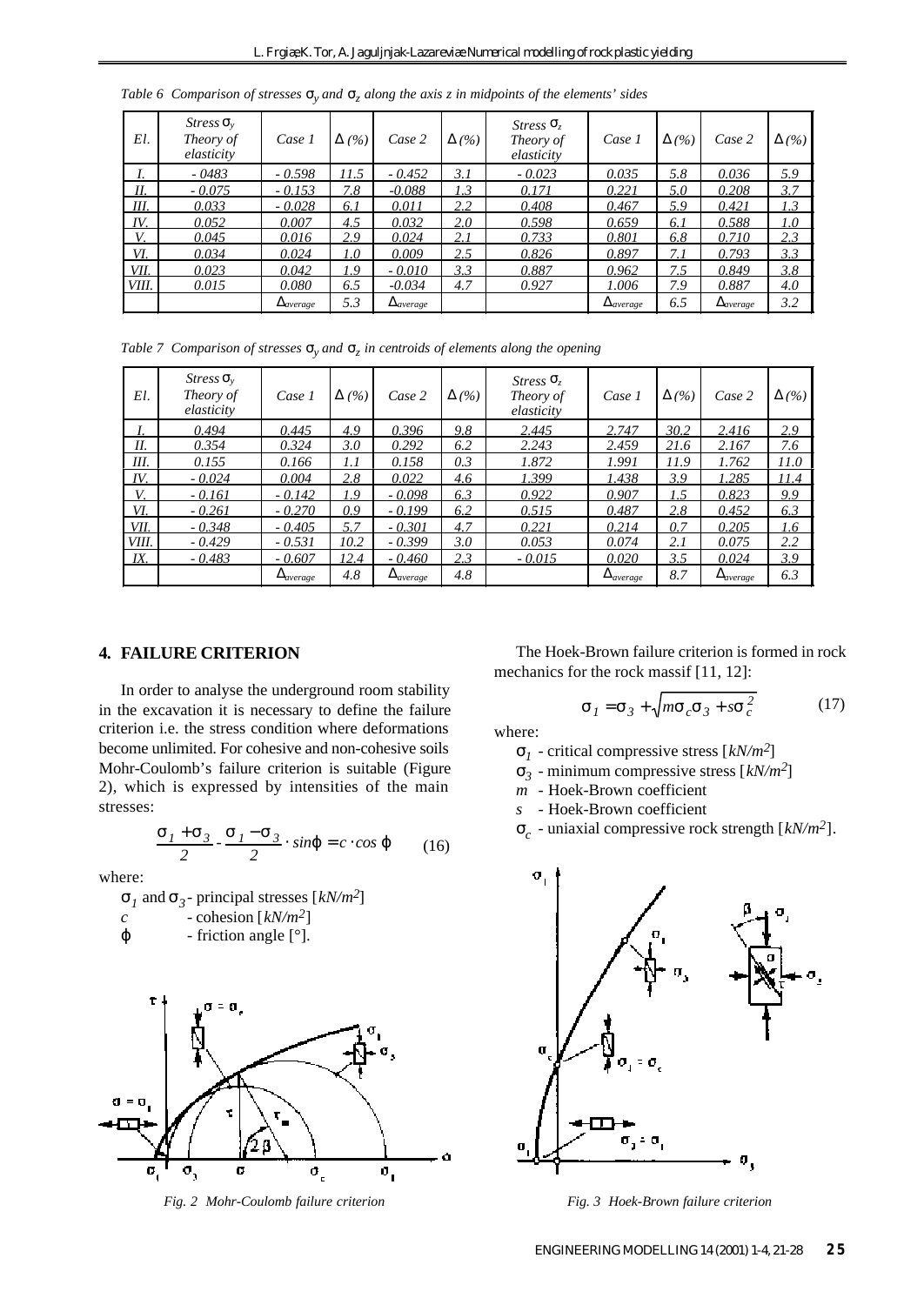*Table 6 Comparison of stresses $\sigma_y$ and $\sigma_z$ along the axis z in midpoints of the elements' sides*

| El. | Stress $\sigma_y$ Theory of elasticity | Case 1 | Δ (%) | Case 2 | Δ (%) | Stress $\sigma_z$ Theory of elasticity | Case 1 | Δ (%) | Case 2 | Δ (%) |
|---|---|---|---|---|---|---|---|---|---|---|
| I. | - 0483 | - 0.598 | 11.5 | - 0.452 | 3.1 | - 0.023 | 0.035 | 5.8 | 0.036 | 5.9 |
| II. | - 0.075 | - 0.153 | 7.8 | -0.088 | 1.3 | 0.171 | 0.221 | 5.0 | 0.208 | 3.7 |
| III. | 0.033 | - 0.028 | 6.1 | 0.011 | 2.2 | 0.408 | 0.467 | 5.9 | 0.421 | 1.3 |
| IV. | 0.052 | 0.007 | 4.5 | 0.032 | 2.0 | 0.598 | 0.659 | 6.1 | 0.588 | 1.0 |
| V. | 0.045 | 0.016 | 2.9 | 0.024 | 2.1 | 0.733 | 0.801 | 6.8 | 0.710 | 2.3 |
| VI. | 0.034 | 0.024 | 1.0 | 0.009 | 2.5 | 0.826 | 0.897 | 7.1 | 0.793 | 3.3 |
| VII. | 0.023 | 0.042 | 1.9 | - 0.010 | 3.3 | 0.887 | 0.962 | 7.5 | 0.849 | 3.8 |
| VIII. | 0.015 | 0.080 | 6.5 | -0.034 | 4.7 | 0.927 | 1.006 | 7.9 | 0.887 | 4.0 |
| | | $\Delta_{average}$ | 5.3 | $\Delta_{average}$ | | | $\Delta_{average}$ | 6.5 | $\Delta_{average}$ | 3.2 |

*Table 7 Comparison of stresses $\sigma_y$ and $\sigma_z$ in centroids of elements along the opening*

| El. | Stress $\sigma_y$ Theory of elasticity | Case 1 | Δ (%) | Case 2 | Δ (%) | Stress $\sigma_z$ Theory of elasticity | Case 1 | Δ (%) | Case 2 | Δ (%) |
|---|---|---|---|---|---|---|---|---|---|---|
| I. | 0.494 | 0.445 | 4.9 | 0.396 | 9.8 | 2.445 | 2.747 | 30.2 | 2.416 | 2.9 |
| II. | 0.354 | 0.324 | 3.0 | 0.292 | 6.2 | 2.243 | 2.459 | 21.6 | 2.167 | 7.6 |
| III. | 0.155 | 0.166 | 1.1 | 0.158 | 0.3 | 1.872 | 1.991 | 11.9 | 1.762 | 11.0 |
| IV. | - 0.024 | 0.004 | 2.8 | 0.022 | 4.6 | 1.399 | 1.438 | 3.9 | 1.285 | 11.4 |
| V. | - 0.161 | - 0.142 | 1.9 | - 0.098 | 6.3 | 0.922 | 0.907 | 1.5 | 0.823 | 9.9 |
| VI. | - 0.261 | - 0.270 | 0.9 | - 0.199 | 6.2 | 0.515 | 0.487 | 2.8 | 0.452 | 6.3 |
| VII. | - 0.348 | - 0.405 | 5.7 | - 0.301 | 4.7 | 0.221 | 0.214 | 0.7 | 0.205 | 1.6 |
| VIII. | - 0.429 | - 0.531 | 10.2 | - 0.399 | 3.0 | 0.053 | 0.074 | 2.1 | 0.075 | 2.2 |
| IX. | - 0.483 | - 0.607 | 12.4 | - 0.460 | 2.3 | - 0.015 | 0.020 | 3.5 | 0.024 | 3.9 |
| | | $\Delta_{average}$ | 4.8 | $\Delta_{average}$ | 4.8 | | $\Delta_{average}$ | 8.7 | $\Delta_{average}$ | 6.3 |

## 4. FAILURE CRITERION

In order to analyse the underground room stability in the excavation it is necessary to define the failure criterion i.e. the stress condition where deformations become unlimited. For cohesive and non-cohesive soils Mohr-Coulomb's failure criterion is suitable (Figure 2), which is expressed by intensities of the main stresses:

$$\frac{\sigma_1 + \sigma_3}{2} - \frac{\sigma_1 - \sigma_3}{2} \cdot \sin\varphi = c \cdot \cos\varphi \qquad (16)$$

where:

$\sigma_1$ and $\sigma_3$ - principal stresses [$kN/m^2$]
$c$ - cohesion [$kN/m^2$]
$\varphi$ - friction angle [°].

*Fig. 2 Mohr-Coulomb failure criterion*

The Hoek-Brown failure criterion is formed in rock mechanics for the rock massif [11, 12]:

$$\sigma_1 = \sigma_3 + \sqrt{m\sigma_c\sigma_3 + s\sigma_c^2} \qquad (17)$$

where:

$\sigma_1$ - critical compressive stress [$kN/m^2$]
$\sigma_3$ - minimum compressive stress [$kN/m^2$]
$m$ - Hoek-Brown coefficient
$s$ - Hoek-Brown coefficient
$\sigma_c$ - uniaxial compressive rock strength [$kN/m^2$].

*Fig. 3 Hoek-Brown failure criterion*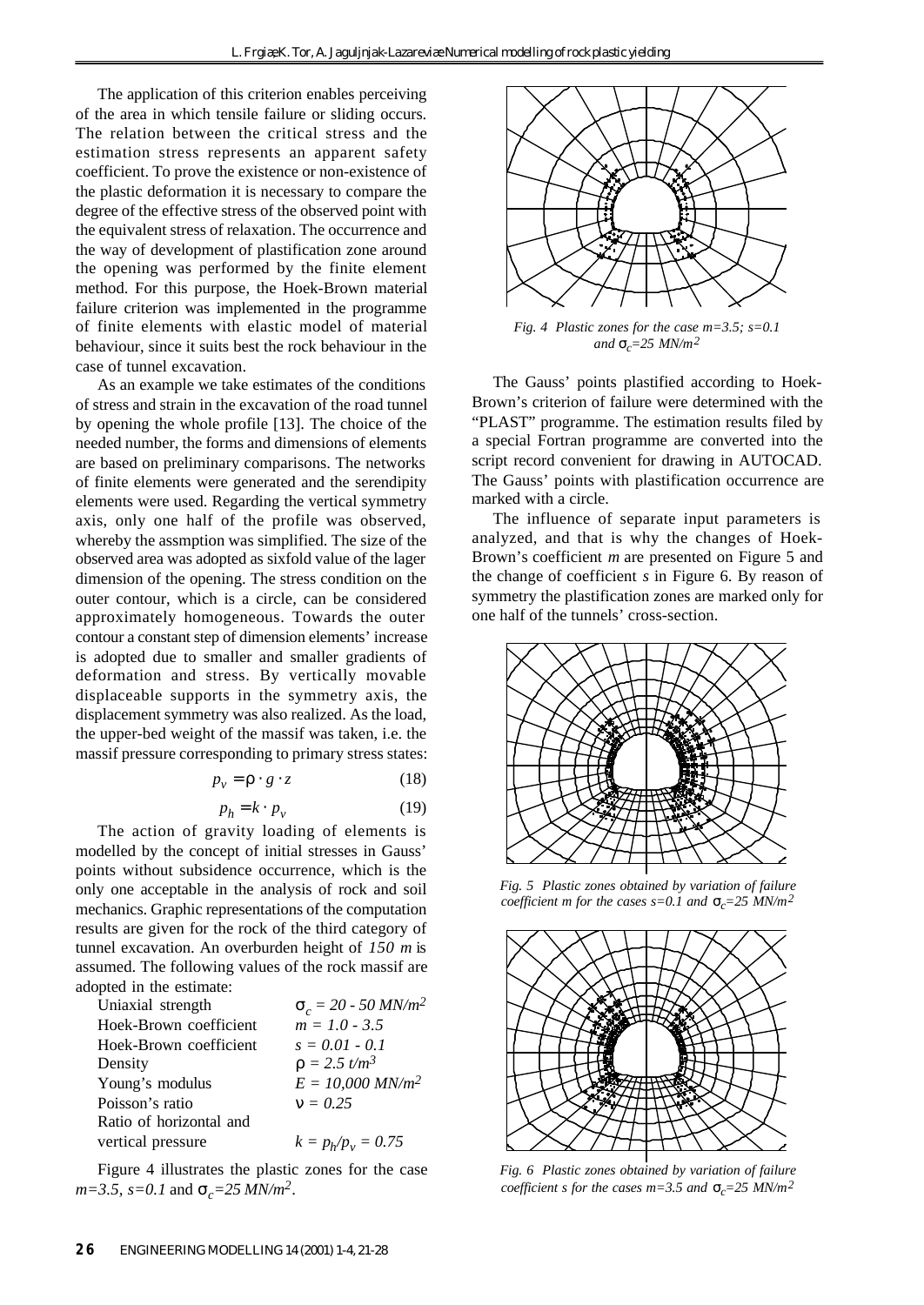The application of this criterion enables perceiving of the area in which tensile failure or sliding occurs. The relation between the critical stress and the estimation stress represents an apparent safety coefficient. To prove the existence or non-existence of the plastic deformation it is necessary to compare the degree of the effective stress of the observed point with the equivalent stress of relaxation. The occurrence and the way of development of plastification zone around the opening was performed by the finite element method. For this purpose, the Hoek-Brown material failure criterion was implemented in the programme of finite elements with elastic model of material behaviour, since it suits best the rock behaviour in the case of tunnel excavation.

As an example we take estimates of the conditions of stress and strain in the excavation of the road tunnel by opening the whole profile [13]. The choice of the needed number, the forms and dimensions of elements are based on preliminary comparisons. The networks of finite elements were generated and the serendipity elements were used. Regarding the vertical symmetry axis, only one half of the profile was observed, whereby the assmption was simplified. The size of the observed area was adopted as sixfold value of the lager dimension of the opening. The stress condition on the outer contour, which is a circle, can be considered approximately homogeneous. Towards the outer contour a constant step of dimension elements' increase is adopted due to smaller and smaller gradients of deformation and stress. By vertically movable displaceable supports in the symmetry axis, the displacement symmetry was also realized. As the load, the upper-bed weight of the massif was taken, i.e. the massif pressure corresponding to primary stress states:

$$p_v = \rho \cdot g \cdot z \tag{18}$$

$$p_h = k \cdot p_v \tag{19}$$

The action of gravity loading of elements is modelled by the concept of initial stresses in Gauss' points without subsidence occurrence, which is the only one acceptable in the analysis of rock and soil mechanics. Graphic representations of the computation results are given for the rock of the third category of tunnel excavation. An overburden height of *150 m* is assumed. The following values of the rock massif are adopted in the estimate:

| | |
|---|---|
| Uniaxial strength | $\sigma_c = 20 - 50\ MN/m^2$ |
| Hoek-Brown coefficient | $m = 1.0 - 3.5$ |
| Hoek-Brown coefficient | $s = 0.01 - 0.1$ |
| Density | $\rho = 2.5\ t/m^3$ |
| Young's modulus | $E = 10{,}000\ MN/m^2$ |
| Poisson's ratio | $\nu = 0.25$ |
| Ratio of horizontal and vertical pressure | $k = p_h/p_v = 0.75$ |

Figure 4 illustrates the plastic zones for the case $m=3.5$, $s=0.1$ and $\sigma_c=25\ MN/m^2$.

*Fig. 4 Plastic zones for the case $m=3.5$; $s=0.1$ and $\sigma_c=25\ MN/m^2$*

The Gauss' points plastified according to Hoek-Brown's criterion of failure were determined with the "PLAST" programme. The estimation results filed by a special Fortran programme are converted into the script record convenient for drawing in AUTOCAD. The Gauss' points with plastification occurrence are marked with a circle.

The influence of separate input parameters is analyzed, and that is why the changes of Hoek-Brown's coefficient *m* are presented on Figure 5 and the change of coefficient *s* in Figure 6. By reason of symmetry the plastification zones are marked only for one half of the tunnels' cross-section.

*Fig. 5 Plastic zones obtained by variation of failure coefficient m for the cases $s=0.1$ and $\sigma_c=25\ MN/m^2$*

*Fig. 6 Plastic zones obtained by variation of failure coefficient s for the cases $m=3.5$ and $\sigma_c=25\ MN/m^2$*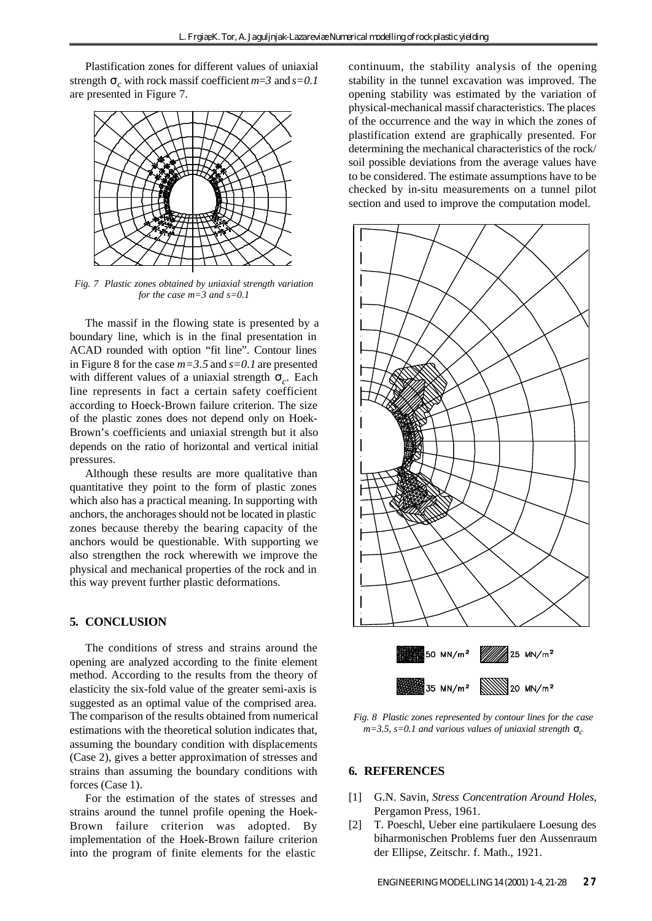Plastification zones for different values of uniaxial strength $\sigma_c$ with rock massif coefficient $m=3$ and $s=0.1$ are presented in Figure 7.

*Fig. 7 Plastic zones obtained by uniaxial strength variation for the case m=3 and s=0.1*

The massif in the flowing state is presented by a boundary line, which is in the final presentation in ACAD rounded with option "fit line". Contour lines in Figure 8 for the case $m=3.5$ and $s=0.1$ are presented with different values of a uniaxial strength $\sigma_c$. Each line represents in fact a certain safety coefficient according to Hoeck-Brown failure criterion. The size of the plastic zones does not depend only on Hoek-Brown's coefficients and uniaxial strength but it also depends on the ratio of horizontal and vertical initial pressures.

Although these results are more qualitative than quantitative they point to the form of plastic zones which also has a practical meaning. In supporting with anchors, the anchorages should not be located in plastic zones because thereby the bearing capacity of the anchors would be questionable. With supporting we also strengthen the rock wherewith we improve the physical and mechanical properties of the rock and in this way prevent further plastic deformations.

## 5. CONCLUSION

The conditions of stress and strains around the opening are analyzed according to the finite element method. According to the results from the theory of elasticity the six-fold value of the greater semi-axis is suggested as an optimal value of the comprised area. The comparison of the results obtained from numerical estimations with the theoretical solution indicates that, assuming the boundary condition with displacements (Case 2), gives a better approximation of stresses and strains than assuming the boundary conditions with forces (Case 1).

For the estimation of the states of stresses and strains around the tunnel profile opening the Hoek-Brown failure criterion was adopted. By implementation of the Hoek-Brown failure criterion into the program of finite elements for the elastic continuum, the stability analysis of the opening stability in the tunnel excavation was improved. The opening stability was estimated by the variation of physical-mechanical massif characteristics. The places of the occurrence and the way in which the zones of plastification extend are graphically presented. For determining the mechanical characteristics of the rock/soil possible deviations from the average values have to be considered. The estimate assumptions have to be checked by in-situ measurements on a tunnel pilot section and used to improve the computation model.

50 MN/m² 25 MN/m² 35 MN/m² 20 MN/m²

*Fig. 8 Plastic zones represented by contour lines for the case m=3.5, s=0.1 and various values of uniaxial strength $\sigma_c$*

## 6. REFERENCES

[1] G.N. Savin, *Stress Concentration Around Holes*, Pergamon Press, 1961.

[2] T. Poeschl, Ueber eine partikulaere Loesung des biharmonischen Problems fuer den Aussenraum der Ellipse, Zeitschr. f. Math., 1921.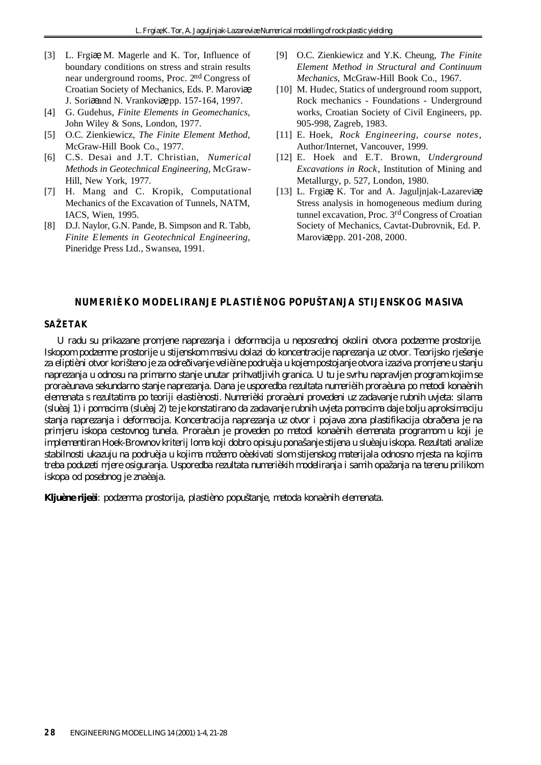[3] L. Frgiæ, M. Magerle and K. Tor, Influence of boundary conditions on stress and strain results near underground rooms, Proc. 2nd Congress of Croatian Society of Mechanics, Eds. P. Maroviæ, J. Soriæ and N. Vrankoviæ, pp. 157-164, 1997.

[4] G. Gudehus, *Finite Elements in Geomechanics*, John Wiley & Sons, London, 1977.

[5] O.C. Zienkiewicz, *The Finite Element Method*, McGraw-Hill Book Co., 1977.

[6] C.S. Desai and J.T. Christian, *Numerical Methods in Geotechnical Engineering*, McGraw-Hill, New York, 1977.

[7] H. Mang and C. Kropik, Computational Mechanics of the Excavation of Tunnels, NATM, IACS, Wien, 1995.

[8] D.J. Naylor, G.N. Pande, B. Simpson and R. Tabb, *Finite Elements in Geotechnical Engineering*, Pineridge Press Ltd., Swansea, 1991.

[9] O.C. Zienkiewicz and Y.K. Cheung, *The Finite Element Method in Structural and Continuum Mechanics*, McGraw-Hill Book Co., 1967.

[10] M. Hudec, Statics of underground room support, Rock mechanics - Foundations - Underground works, Croatian Society of Civil Engineers, pp. 905-998, Zagreb, 1983.

[11] E. Hoek, *Rock Engineering, course notes*, Author/Internet, Vancouver, 1999.

[12] E. Hoek and E.T. Brown, *Underground Excavations in Rock*, Institution of Mining and Metallurgy, p. 527, London, 1980.

[13] L. Frgiæ, K. Tor and A. Jaguljnjak-Lazareviæ, Stress analysis in homogeneous medium during tunnel excavation, Proc. 3rd Congress of Croatian Society of Mechanics, Cavtat-Dubrovnik, Ed. P. Maroviæ, pp. 201-208, 2000.

## NUMERIÈKO MODELIRANJE PLASTIÈNOG POPUŠTANJA STIJENSKOG MASIVA

### SAŽETAK

U radu su prikazane promjene naprezanja i deformacija u neposrednoj okolini otvora podzemne prostorije. Iskopom podzemne prostorije u stijenskom masivu dolazi do koncentracije naprezanja uz otvor. Teorijsko rješenje za eliptièni otvor korišteno je za odreðivanje velièine podruèja u kojem postojanje otvora izaziva promjene u stanju naprezanja u odnosu na primarno stanje unutar prihvatljivih granica. U tu je svrhu napravljen program kojim se proraèunava sekundarno stanje naprezanja. Dana je usporedba rezultata numerièih proraèuna po metodi konaènih elemenata s rezultatima po teoriji elastiènosti. Numerièki proraèuni provedeni uz zadavanje rubnih uvjeta: silama (sluèaj 1) i pomacima (sluèaj 2) te je konstatirano da zadavanje rubnih uvjeta pomacima daje bolju aproksimaciju stanja naprezanja i deformacija. Koncentracija naprezanja uz otvor i pojava zona plastifikacija obraðena je na primjeru iskopa cestovnog tunela. Proraèun je proveden po metodi konaènih elemenata programom u koji je implementiran Hoek-Brownov kriterij loma koji dobro opisuju ponašanje stijena u sluèaju iskopa. Rezultati analize stabilnosti ukazuju na podruèja u kojima možemo oèekivati slom stijenskog materijala odnosno mjesta na kojima treba poduzeti mjere osiguranja. Usporedba rezultata numerièkih modeliranja i samih opažanja na terenu prilikom iskopa od posebnog je znaèaja.

**Kljuène rijeèi**: podzemna prostorija, plastièno popuštanje, metoda konaènih elemenata.